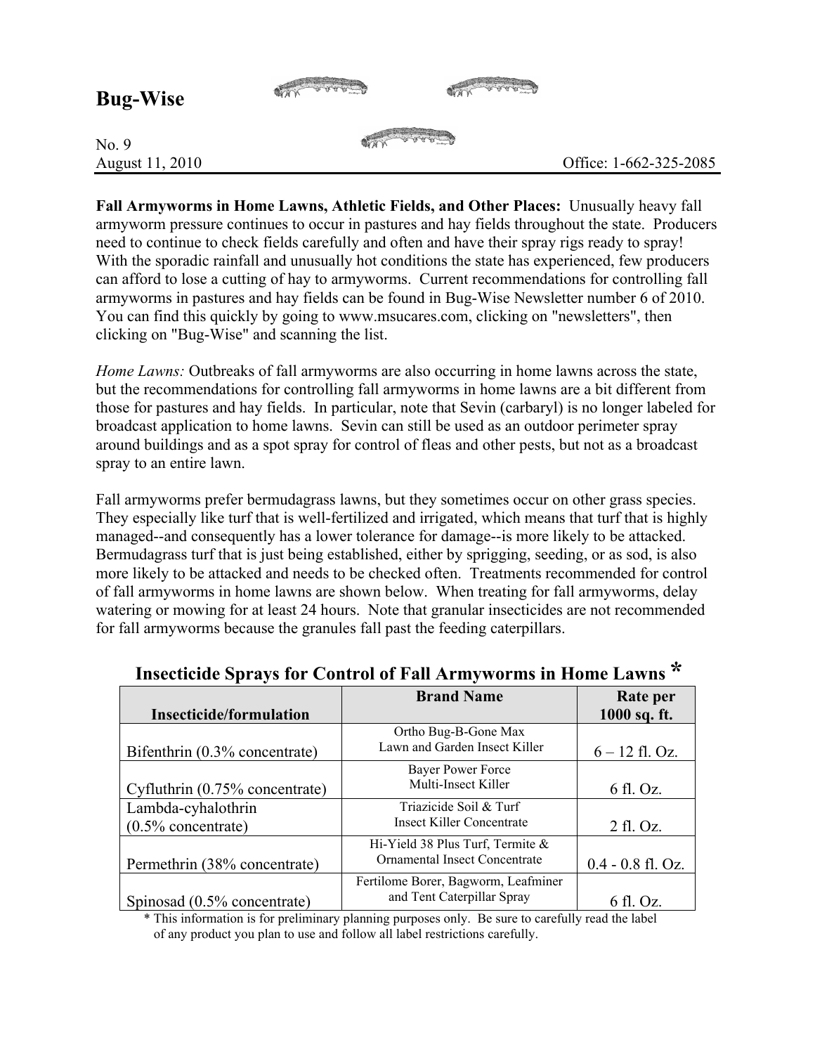# Bug-Wise

No. 9
August 11, 2010 Office: 1-662-325-2085

**Fall Armyworms in Home Lawns, Athletic Fields, and Other Places:** Unusually heavy fall armyworm pressure continues to occur in pastures and hay fields throughout the state. Producers need to continue to check fields carefully and often and have their spray rigs ready to spray! With the sporadic rainfall and unusually hot conditions the state has experienced, few producers can afford to lose a cutting of hay to armyworms. Current recommendations for controlling fall armyworms in pastures and hay fields can be found in Bug-Wise Newsletter number 6 of 2010. You can find this quickly by going to www.msucares.com, clicking on "newsletters", then clicking on "Bug-Wise" and scanning the list.

*Home Lawns:* Outbreaks of fall armyworms are also occurring in home lawns across the state, but the recommendations for controlling fall armyworms in home lawns are a bit different from those for pastures and hay fields. In particular, note that Sevin (carbaryl) is no longer labeled for broadcast application to home lawns. Sevin can still be used as an outdoor perimeter spray around buildings and as a spot spray for control of fleas and other pests, but not as a broadcast spray to an entire lawn.

Fall armyworms prefer bermudagrass lawns, but they sometimes occur on other grass species. They especially like turf that is well-fertilized and irrigated, which means that turf that is highly managed--and consequently has a lower tolerance for damage--is more likely to be attacked. Bermudagrass turf that is just being established, either by sprigging, seeding, or as sod, is also more likely to be attacked and needs to be checked often. Treatments recommended for control of fall armyworms in home lawns are shown below. When treating for fall armyworms, delay watering or mowing for at least 24 hours. Note that granular insecticides are not recommended for fall armyworms because the granules fall past the feeding caterpillars.

**Insecticide Sprays for Control of Fall Armyworms in Home Lawns ***

| Insecticide/formulation | Brand Name | Rate per 1000 sq. ft. |
|---|---|---|
| Bifenthrin (0.3% concentrate) | Ortho Bug-B-Gone Max Lawn and Garden Insect Killer | 6 – 12 fl. Oz. |
| Cyfluthrin (0.75% concentrate) | Bayer Power Force Multi-Insect Killer | 6 fl. Oz. |
| Lambda-cyhalothrin (0.5% concentrate) | Triazicide Soil & Turf Insect Killer Concentrate | 2 fl. Oz. |
| Permethrin (38% concentrate) | Hi-Yield 38 Plus Turf, Termite & Ornamental Insect Concentrate | 0.4 - 0.8 fl. Oz. |
| Spinosad (0.5% concentrate) | Fertilome Borer, Bagworm, Leafminer and Tent Caterpillar Spray | 6 fl. Oz. |

\* This information is for preliminary planning purposes only. Be sure to carefully read the label of any product you plan to use and follow all label restrictions carefully.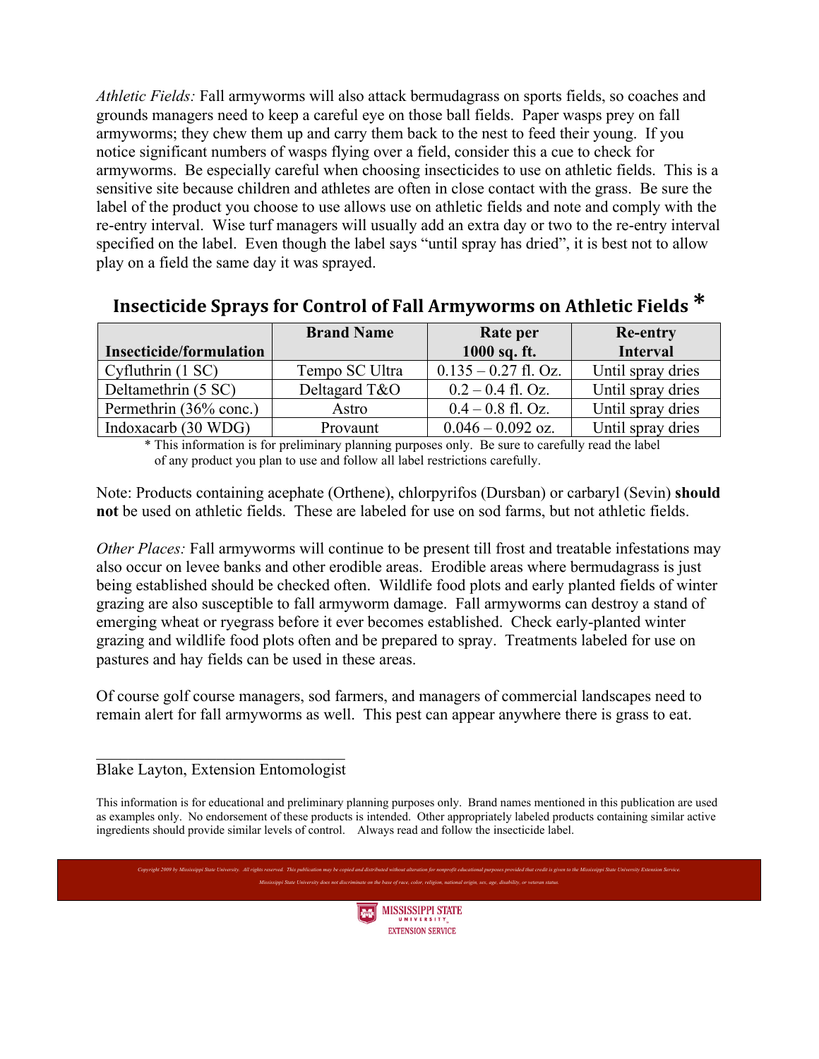*Athletic Fields:* Fall armyworms will also attack bermudagrass on sports fields, so coaches and grounds managers need to keep a careful eye on those ball fields. Paper wasps prey on fall armyworms; they chew them up and carry them back to the nest to feed their young. If you notice significant numbers of wasps flying over a field, consider this a cue to check for armyworms. Be especially careful when choosing insecticides to use on athletic fields. This is a sensitive site because children and athletes are often in close contact with the grass. Be sure the label of the product you choose to use allows use on athletic fields and note and comply with the re-entry interval. Wise turf managers will usually add an extra day or two to the re-entry interval specified on the label. Even though the label says "until spray has dried", it is best not to allow play on a field the same day it was sprayed.

## Insecticide Sprays for Control of Fall Armyworms on Athletic Fields *

| Insecticide/formulation | Brand Name | Rate per 1000 sq. ft. | Re-entry Interval |
|---|---|---|---|
| Cyfluthrin (1 SC) | Tempo SC Ultra | 0.135 – 0.27 fl. Oz. | Until spray dries |
| Deltamethrin (5 SC) | Deltagard T&O | 0.2 – 0.4 fl. Oz. | Until spray dries |
| Permethrin (36% conc.) | Astro | 0.4 – 0.8 fl. Oz. | Until spray dries |
| Indoxacarb (30 WDG) | Provaunt | 0.046 – 0.092 oz. | Until spray dries |

* This information is for preliminary planning purposes only. Be sure to carefully read the label of any product you plan to use and follow all label restrictions carefully.

Note: Products containing acephate (Orthene), chlorpyrifos (Dursban) or carbaryl (Sevin) **should not** be used on athletic fields. These are labeled for use on sod farms, but not athletic fields.

*Other Places:* Fall armyworms will continue to be present till frost and treatable infestations may also occur on levee banks and other erodible areas. Erodible areas where bermudagrass is just being established should be checked often. Wildlife food plots and early planted fields of winter grazing are also susceptible to fall armyworm damage. Fall armyworms can destroy a stand of emerging wheat or ryegrass before it ever becomes established. Check early-planted winter grazing and wildlife food plots often and be prepared to spray. Treatments labeled for use on pastures and hay fields can be used in these areas.

Of course golf course managers, sod farmers, and managers of commercial landscapes need to remain alert for fall armyworms as well. This pest can appear anywhere there is grass to eat.

Blake Layton, Extension Entomologist

This information is for educational and preliminary planning purposes only. Brand names mentioned in this publication are used as examples only. No endorsement of these products is intended. Other appropriately labeled products containing similar active ingredients should provide similar levels of control. Always read and follow the insecticide label.

Copyright 2009 by Mississippi State University. All rights reserved. This publication may be copied and distributed without alteration for nonprofit educational purposes provided that credit is given to the Mississippi State University Extension Service.
Mississippi State University does not discriminate on the basis of race, color, religion, national origin, sex, age, disability, or veteran status.

MISSISSIPPI STATE UNIVERSITY EXTENSION SERVICE